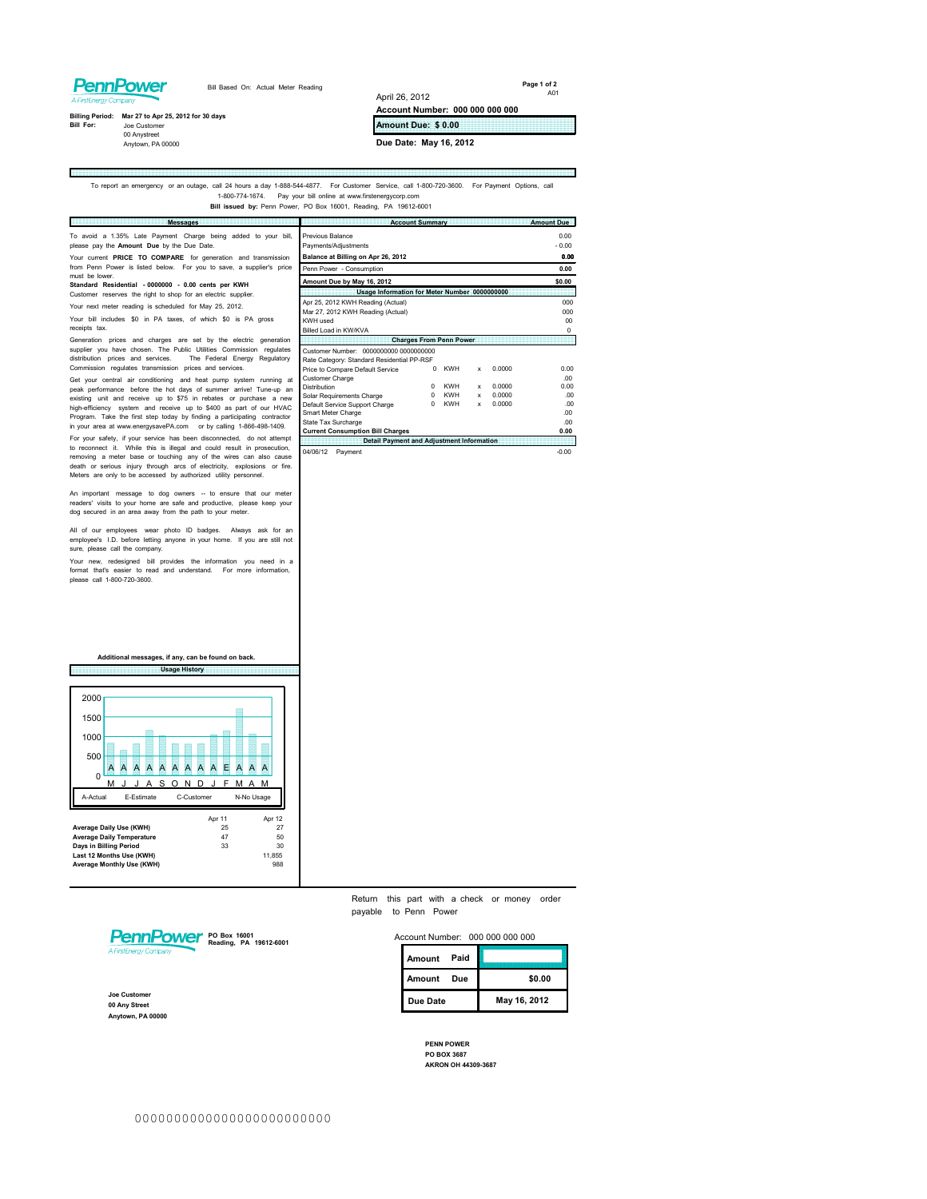PennPower
A FirstEnergy Company

Bill Based On: Actual Meter Reading

A01

**Billing Period:** Mar 27 to Apr 25, 2012 for 30 days
**Bill For:** Joe Customer
00 Anystreet
Anytown, PA 00000

April 26, 2012
**Account Number: 000 000 000 000**
**Amount Due: $ 0.00**
**Due Date: May 16, 2012**

To report an emergency or an outage, call 24 hours a day 1-888-544-4877. For Customer Service, call 1-800-720-3600. For Payment Options, call 1-800-774-1674. Pay your bill online at www.firstenergycorp.com
**Bill issued by:** Penn Power, PO Box 16001, Reading, PA 19612-6001

## Messages

To avoid a 1.35% Late Payment Charge being added to your bill, please pay the **Amount Due** by the Due Date.

Your current **PRICE TO COMPARE** for generation and transmission from Penn Power is listed below. For you to save, a supplier's price must be lower.
**Standard Residential - 0000000 - 0.00 cents per KWH**
Customer reserves the right to shop for an electric supplier.

Your next meter reading is scheduled for May 25, 2012.

Your bill includes $0 in PA taxes, of which $0 is PA gross receipts tax.

Generation prices and charges are set by the electric generation supplier you have chosen. The Public Utilities Commission regulates distribution prices and services. The Federal Energy Regulatory Commission regulates transmission prices and services.

Get your central air conditioning and heat pump system running at peak performance before the hot days of summer arrive! Tune-up an existing unit and receive up to $75 in rebates or purchase a new high-efficiency system and receive up to $400 as part of our HVAC Program. Take the first step today by finding a participating contractor in your area at www.energysavePA.com or by calling 1-866-498-1409.

For your safety, if your service has been disconnected, do not attempt to reconnect it. While this is illegal and could result in prosecution, removing a meter base or touching any of the wires can also cause death or serious injury through arcs of electricity, explosions or fire. Meters are only to be accessed by authorized utility personnel.

An important message to dog owners -- to ensure that our meter readers' visits to your home are safe and productive, please keep your dog secured in an area away from the path to your meter.

All of our employees wear photo ID badges. Always ask for an employee's I.D. before letting anyone in your home. If you are still not sure, please call the company.

Your new, redesigned bill provides the information you need in a format that's easier to read and understand. For more information, please call 1-800-720-3600.

**Additional messages, if any, can be found on back.**

## Account Summary

| Account Summary | Amount Due |
|---|---|
| Previous Balance | 0.00 |
| Payments/Adjustments | - 0.00 |
| **Balance at Billing on Apr 26, 2012** | **0.00** |
| Penn Power - Consumption | 0.00 |
| **Amount Due by May 16, 2012** | **$0.00** |

### Usage Information for Meter Number 0000000000

| | |
|---|---|
| Apr 25, 2012 KWH Reading (Actual) | 000 |
| Mar 27, 2012 KWH Reading (Actual) | 000 |
| KWH used | 00 |
| Billed Load in KW/KVA | 0 |

### Charges From Penn Power

Customer Number: 0000000000 0000000000
Rate Category: Standard Residential PP-RSF

| | | | | | |
|---|---|---|---|---|---|
| Price to Compare Default Service | 0 | KWH | x | 0.0000 | 0.00 |
| Customer Charge | | | | | .00 |
| Distribution | 0 | KWH | x | 0.0000 | 0.00 |
| Solar Requirements Charge | 0 | KWH | x | 0.0000 | .00 |
| Default Service Support Charge | 0 | KWH | x | 0.0000 | .00 |
| Smart Meter Charge | | | | | .00 |
| State Tax Surcharge | | | | | .00 |
| **Current Consumption Bill Charges** | | | | | **0.00** |

### Detail Payment and Adjustment Information

| | |
|---|---|
| 04/06/12 Payment | -0.00 |

## Usage History

A-Actual E-Estimate C-Customer N-No Usage

| M | J | J | A | S | O | N | D | J | F | M | A | M |
|---|---|---|---|---|---|---|---|---|---|---|---|---|
| A | A | A | A | A | A | A | A | A | E | A | A | A |

| | Apr 11 | Apr 12 |
|---|---|---|
| **Average Daily Use (KWH)** | 25 | 27 |
| **Average Daily Temperature** | 47 | 50 |
| **Days in Billing Period** | 33 | 30 |
| **Last 12 Months Use (KWH)** | | 11,855 |
| **Average Monthly Use (KWH)** | | 988 |

---

Return this part with a check or money order payable to Penn Power

PennPower
A FirstEnergy Company
**PO Box 16001**
**Reading, PA 19612-6001**

Account Number: 000 000 000 000

| | |
|---|---|
| **Amount Paid** | |
| **Amount Due** | **$0.00** |
| **Due Date** | **May 16, 2012** |

**Joe Customer**
**00 Any Street**
**Anytown, PA 00000**

**PENN POWER**
**PO BOX 3687**
**AKRON OH 44309-3687**

0000000000000000000000000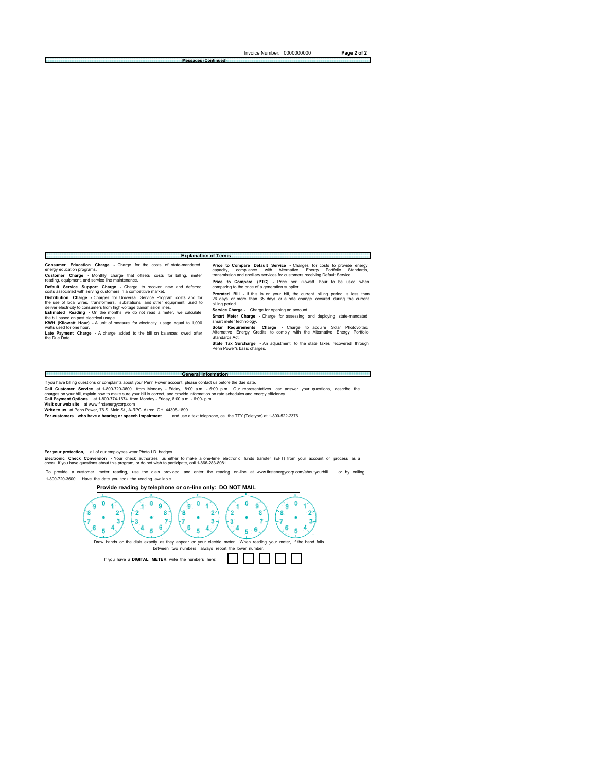Invoice Number: 0000000000

## Messages (Continued)

## Explanation of Terms

**Consumer Education Charge -** Charge for the costs of state-mandated energy education programs.

**Customer Charge -** Monthly charge that offsets costs for billing, meter reading, equipment, and service line maintenance.

**Default Service Support Charge -** Charge to recover new and deferred costs associated with serving customers in a competitive market.

**Distribution Charge -** Charges for Universal Service Program costs and for the use of local wires, transformers, substations and other equipment used to deliver electricity to consumers from high-voltage transmission lines.

**Estimated Reading -** On the months we do not read a meter, we calculate the bill based on past electrical usage.

**KWH (Kilowatt Hour) -** A unit of measure for electricity usage equal to 1,000 watts used for one hour.

**Late Payment Charge -** A charge added to the bill on balances owed after the Due Date.

**Price to Compare Default Service -** Charges for costs to provide energy, capacity, compliance with Alternative Energy Portfolio Standards, transmission and ancillary services for customers receiving Default Service.

**Price to Compare (PTC) -** Price per kilowatt hour to be used when comparing to the price of a generation supplier.

**Prorated Bill -** If this is on your bill, the current billing period is less than 26 days or more than 35 days or a rate change occured during the current billing period.

**Service Charge -** Charge for opening an account.

**Smart Meter Charge -** Charge for assessing and deploying state-mandated smart meter technology.

**Solar Requirements Charge -** Charge to acquire Solar Photovoltaic Alternative Energy Credits to comply with the Alternative Energy Portfolio Standards Act.

**State Tax Surcharge -** An adjustment to the state taxes recovered through Penn Power's basic charges.

## General Information

If you have billing questions or complaints about your Penn Power account, please contact us before the due date.

**Call Customer Service** at 1-800-720-3600 from Monday - Friday, 8:00 a.m. - 6:00 p.m. Our representatives can answer your questions, describe the charges on your bill, explain how to make sure your bill is correct, and provide information on rate schedules and energy efficiency.

**Call Payment Options** at 1-800-774-1674 from Monday - Friday, 8:00 a.m. - 6:00- p.m.

**Visit our web site** at www.firstenergycorp.com

**Write to us** at Penn Power, 76 S. Main St., A-RPC, Akron, OH 44308-1890

**For customers who have a hearing or speech impairment** and use a text telephone, call the TTY (Teletype) at 1-800-522-2376.

**For your protection,** all of our employees wear Photo I.D. badges.

**Electronic Check Conversion -** Your check authorizes us either to make a one-time electronic funds transfer (EFT) from your account or process as a check. If you have questions about this program, or do not wish to participate, call 1-866-283-8081.

To provide a customer meter reading, use the dials provided and enter the reading on-line at www.firstenergycorp.com/aboutyourbill or by calling 1-800-720-3600. Have the date you took the reading available.

**Provide reading by telephone or on-line only: DO NOT MAIL**

Draw hands on the dials exactly as they appear on your electric meter. When reading your meter, if the hand falls between two numbers, always report the lower number.

If you have a **DIGITAL METER** write the numbers here: